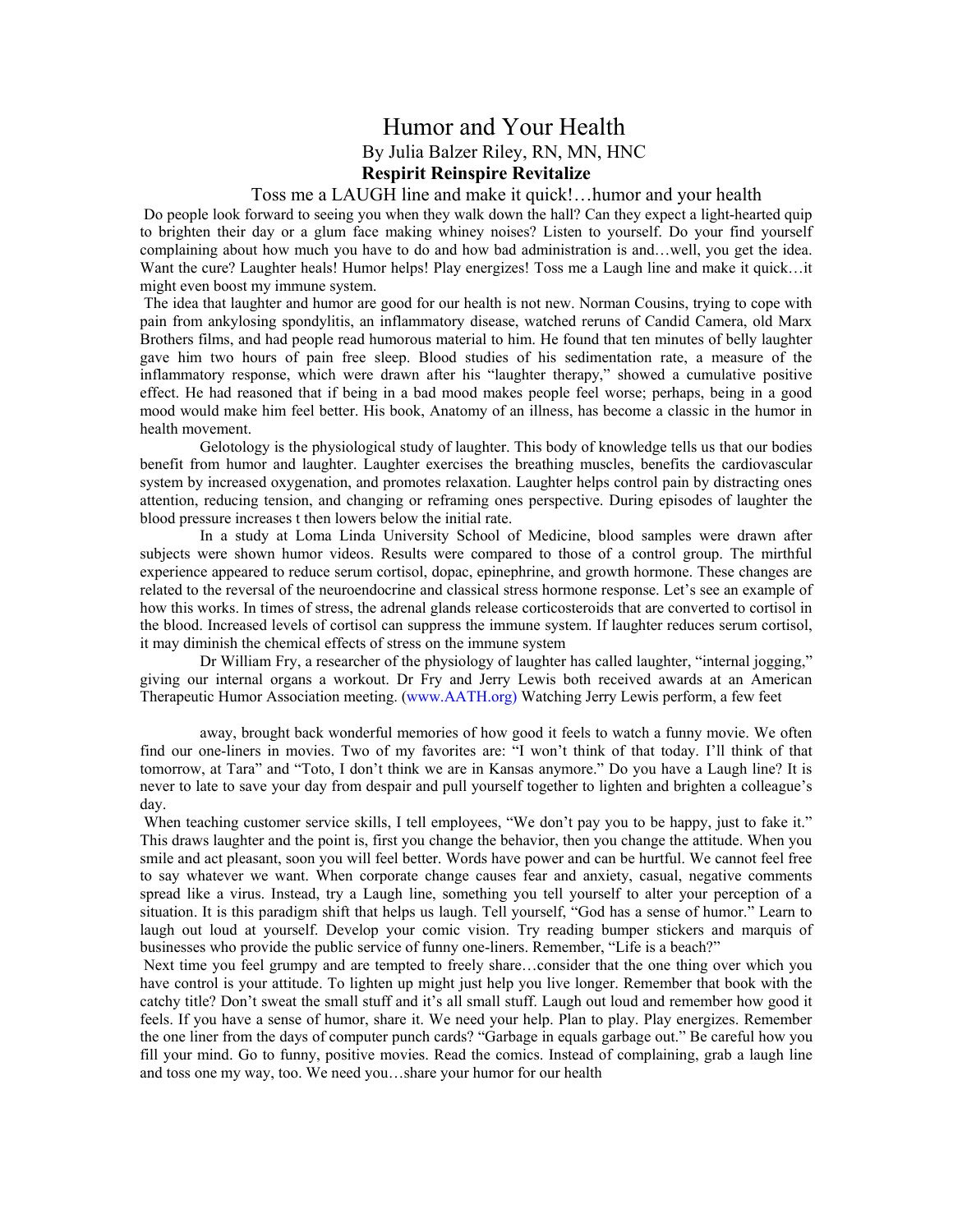# Humor and Your Health

By Julia Balzer Riley, RN, MN, HNC

**Respirit Reinspire Revitalize**

## Toss me a LAUGH line and make it quick!…humor and your health

Do people look forward to seeing you when they walk down the hall? Can they expect a light-hearted quip to brighten their day or a glum face making whiney noises? Listen to yourself. Do your find yourself complaining about how much you have to do and how bad administration is and…well, you get the idea. Want the cure? Laughter heals! Humor helps! Play energizes! Toss me a Laugh line and make it quick…it might even boost my immune system.

The idea that laughter and humor are good for our health is not new. Norman Cousins, trying to cope with pain from ankylosing spondylitis, an inflammatory disease, watched reruns of Candid Camera, old Marx Brothers films, and had people read humorous material to him. He found that ten minutes of belly laughter gave him two hours of pain free sleep. Blood studies of his sedimentation rate, a measure of the inflammatory response, which were drawn after his "laughter therapy," showed a cumulative positive effect. He had reasoned that if being in a bad mood makes people feel worse; perhaps, being in a good mood would make him feel better. His book, Anatomy of an illness, has become a classic in the humor in health movement.

Gelotology is the physiological study of laughter. This body of knowledge tells us that our bodies benefit from humor and laughter. Laughter exercises the breathing muscles, benefits the cardiovascular system by increased oxygenation, and promotes relaxation. Laughter helps control pain by distracting ones attention, reducing tension, and changing or reframing ones perspective. During episodes of laughter the blood pressure increases t then lowers below the initial rate.

In a study at Loma Linda University School of Medicine, blood samples were drawn after subjects were shown humor videos. Results were compared to those of a control group. The mirthful experience appeared to reduce serum cortisol, dopac, epinephrine, and growth hormone. These changes are related to the reversal of the neuroendocrine and classical stress hormone response. Let's see an example of how this works. In times of stress, the adrenal glands release corticosteroids that are converted to cortisol in the blood. Increased levels of cortisol can suppress the immune system. If laughter reduces serum cortisol, it may diminish the chemical effects of stress on the immune system

Dr William Fry, a researcher of the physiology of laughter has called laughter, "internal jogging," giving our internal organs a workout. Dr Fry and Jerry Lewis both received awards at an American Therapeutic Humor Association meeting. (www.AATH.org) Watching Jerry Lewis perform, a few feet away, brought back wonderful memories of how good it feels to watch a funny movie. We often find our one-liners in movies. Two of my favorites are: "I won't think of that today. I'll think of that tomorrow, at Tara" and "Toto, I don't think we are in Kansas anymore." Do you have a Laugh line? It is never to late to save your day from despair and pull yourself together to lighten and brighten a colleague's day.

When teaching customer service skills, I tell employees, "We don't pay you to be happy, just to fake it." This draws laughter and the point is, first you change the behavior, then you change the attitude. When you smile and act pleasant, soon you will feel better. Words have power and can be hurtful. We cannot feel free to say whatever we want. When corporate change causes fear and anxiety, casual, negative comments spread like a virus. Instead, try a Laugh line, something you tell yourself to alter your perception of a situation. It is this paradigm shift that helps us laugh. Tell yourself, "God has a sense of humor." Learn to laugh out loud at yourself. Develop your comic vision. Try reading bumper stickers and marquis of businesses who provide the public service of funny one-liners. Remember, "Life is a beach?"

Next time you feel grumpy and are tempted to freely share…consider that the one thing over which you have control is your attitude. To lighten up might just help you live longer. Remember that book with the catchy title? Don't sweat the small stuff and it's all small stuff. Laugh out loud and remember how good it feels. If you have a sense of humor, share it. We need your help. Plan to play. Play energizes. Remember the one liner from the days of computer punch cards? "Garbage in equals garbage out." Be careful how you fill your mind. Go to funny, positive movies. Read the comics. Instead of complaining, grab a laugh line and toss one my way, too. We need you…share your humor for our health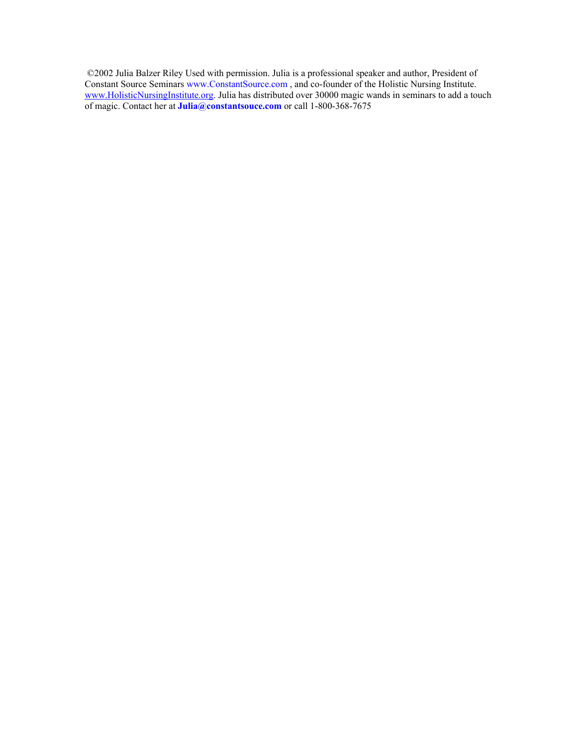©2002 Julia Balzer Riley Used with permission. Julia is a professional speaker and author, President of Constant Source Seminars www.ConstantSource.com , and co-founder of the Holistic Nursing Institute. www.HolisticNursingInstitute.org. Julia has distributed over 30000 magic wands in seminars to add a touch of magic. Contact her at **Julia@constantsouce.com** or call 1-800-368-7675